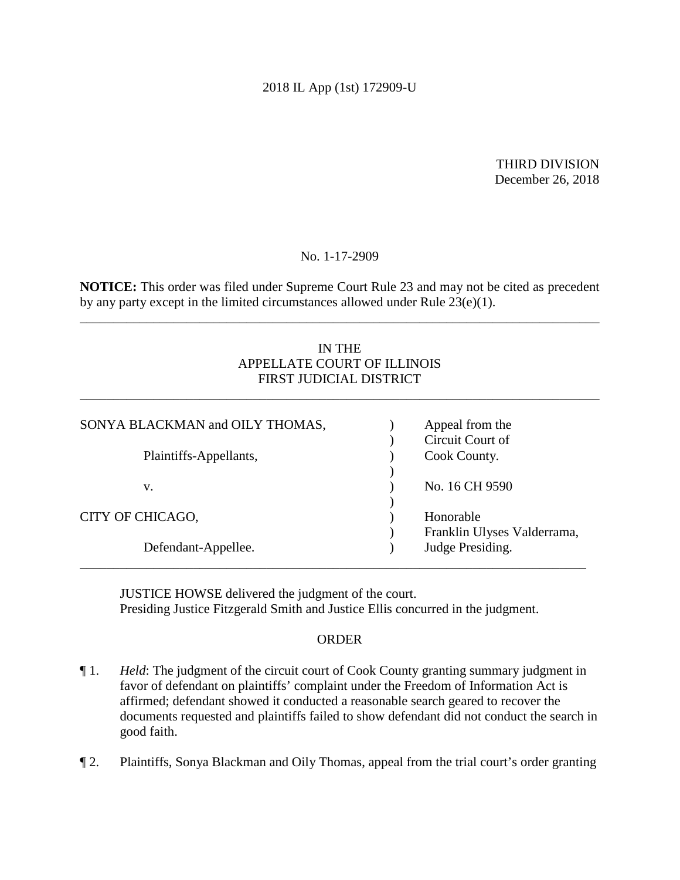2018 IL App (1st) 172909-U

THIRD DIVISION
December 26, 2018

No. 1-17-2909

**NOTICE:** This order was filed under Supreme Court Rule 23 and may not be cited as precedent by any party except in the limited circumstances allowed under Rule 23(e)(1).

---

IN THE
APPELLATE COURT OF ILLINOIS
FIRST JUDICIAL DISTRICT

---

| | | |
|---|---|---|
| SONYA BLACKMAN and OILY THOMAS, | ) | Appeal from the |
| | ) | Circuit Court of |
| Plaintiffs-Appellants, | ) | Cook County. |
| | ) | |
| v. | ) | No. 16 CH 9590 |
| | ) | |
| CITY OF CHICAGO, | ) | Honorable |
| | ) | Franklin Ulyses Valderrama, |
| Defendant-Appellee. | ) | Judge Presiding. |

---

JUSTICE HOWSE delivered the judgment of the court.
Presiding Justice Fitzgerald Smith and Justice Ellis concurred in the judgment.

ORDER

¶ 1. *Held*: The judgment of the circuit court of Cook County granting summary judgment in favor of defendant on plaintiffs' complaint under the Freedom of Information Act is affirmed; defendant showed it conducted a reasonable search geared to recover the documents requested and plaintiffs failed to show defendant did not conduct the search in good faith.

¶ 2. Plaintiffs, Sonya Blackman and Oily Thomas, appeal from the trial court's order granting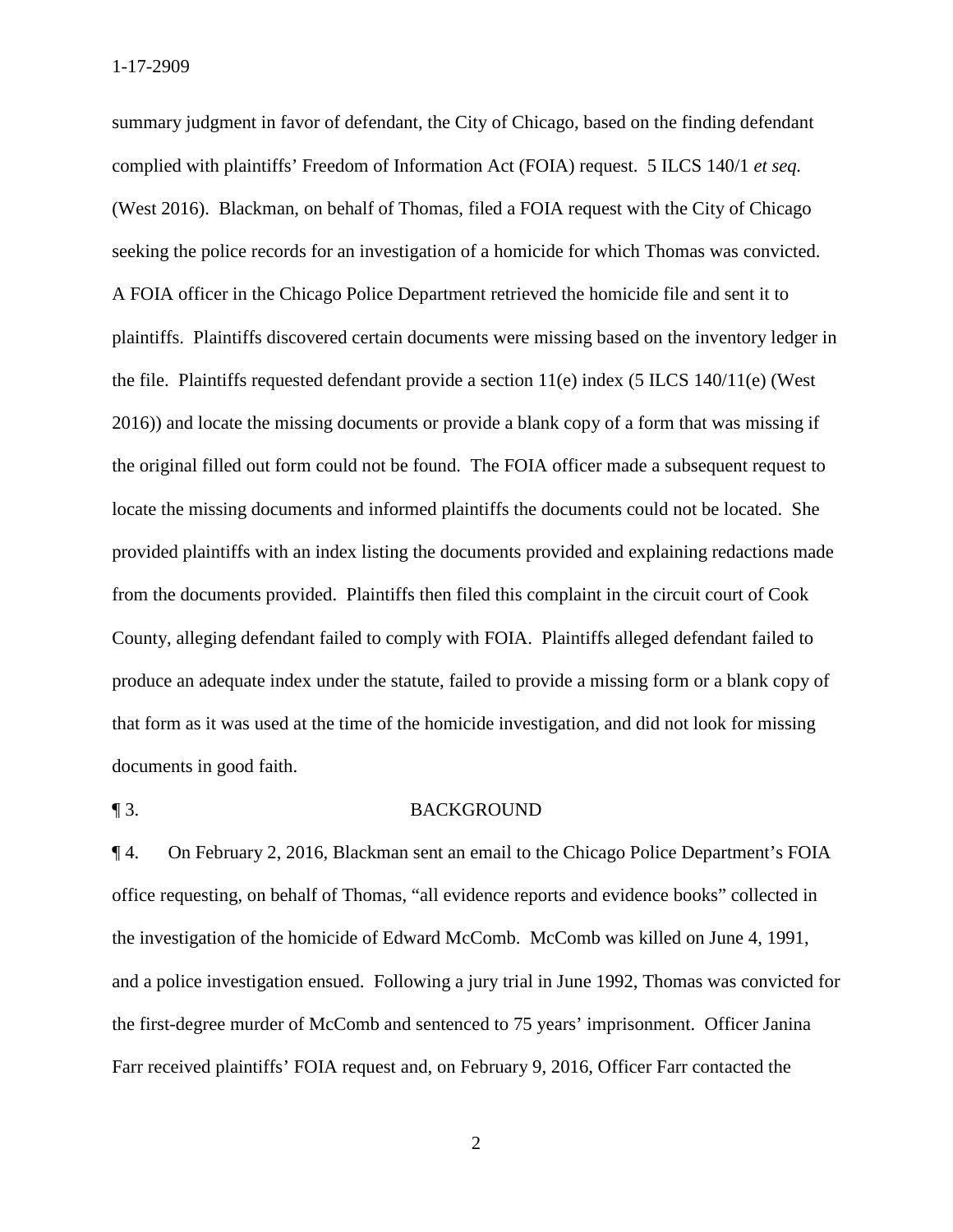summary judgment in favor of defendant, the City of Chicago, based on the finding defendant complied with plaintiffs' Freedom of Information Act (FOIA) request. 5 ILCS 140/1 *et seq.* (West 2016). Blackman, on behalf of Thomas, filed a FOIA request with the City of Chicago seeking the police records for an investigation of a homicide for which Thomas was convicted. A FOIA officer in the Chicago Police Department retrieved the homicide file and sent it to plaintiffs. Plaintiffs discovered certain documents were missing based on the inventory ledger in the file. Plaintiffs requested defendant provide a section 11(e) index (5 ILCS 140/11(e) (West 2016)) and locate the missing documents or provide a blank copy of a form that was missing if the original filled out form could not be found. The FOIA officer made a subsequent request to locate the missing documents and informed plaintiffs the documents could not be located. She provided plaintiffs with an index listing the documents provided and explaining redactions made from the documents provided. Plaintiffs then filed this complaint in the circuit court of Cook County, alleging defendant failed to comply with FOIA. Plaintiffs alleged defendant failed to produce an adequate index under the statute, failed to provide a missing form or a blank copy of that form as it was used at the time of the homicide investigation, and did not look for missing documents in good faith.

¶ 3. BACKGROUND

¶ 4. On February 2, 2016, Blackman sent an email to the Chicago Police Department's FOIA office requesting, on behalf of Thomas, "all evidence reports and evidence books" collected in the investigation of the homicide of Edward McComb. McComb was killed on June 4, 1991, and a police investigation ensued. Following a jury trial in June 1992, Thomas was convicted for the first-degree murder of McComb and sentenced to 75 years' imprisonment. Officer Janina Farr received plaintiffs' FOIA request and, on February 9, 2016, Officer Farr contacted the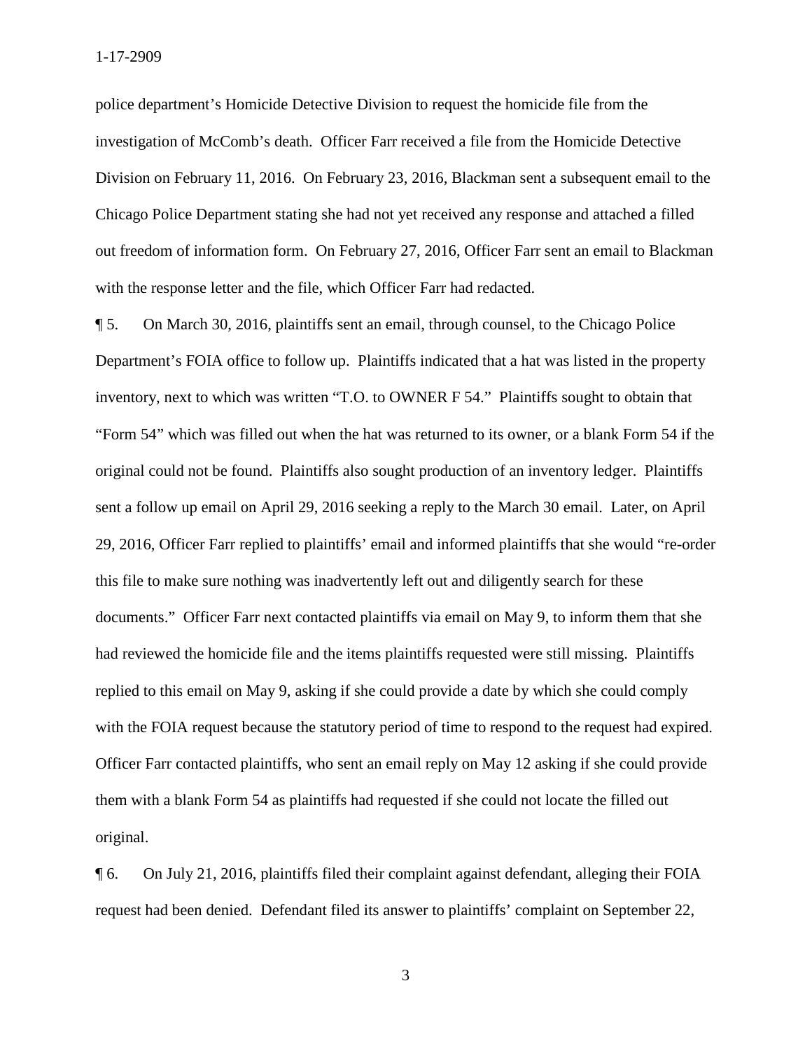police department's Homicide Detective Division to request the homicide file from the investigation of McComb's death. Officer Farr received a file from the Homicide Detective Division on February 11, 2016. On February 23, 2016, Blackman sent a subsequent email to the Chicago Police Department stating she had not yet received any response and attached a filled out freedom of information form. On February 27, 2016, Officer Farr sent an email to Blackman with the response letter and the file, which Officer Farr had redacted.

¶ 5. On March 30, 2016, plaintiffs sent an email, through counsel, to the Chicago Police Department's FOIA office to follow up. Plaintiffs indicated that a hat was listed in the property inventory, next to which was written "T.O. to OWNER F 54." Plaintiffs sought to obtain that "Form 54" which was filled out when the hat was returned to its owner, or a blank Form 54 if the original could not be found. Plaintiffs also sought production of an inventory ledger. Plaintiffs sent a follow up email on April 29, 2016 seeking a reply to the March 30 email. Later, on April 29, 2016, Officer Farr replied to plaintiffs' email and informed plaintiffs that she would "re-order this file to make sure nothing was inadvertently left out and diligently search for these documents." Officer Farr next contacted plaintiffs via email on May 9, to inform them that she had reviewed the homicide file and the items plaintiffs requested were still missing. Plaintiffs replied to this email on May 9, asking if she could provide a date by which she could comply with the FOIA request because the statutory period of time to respond to the request had expired. Officer Farr contacted plaintiffs, who sent an email reply on May 12 asking if she could provide them with a blank Form 54 as plaintiffs had requested if she could not locate the filled out original.

¶ 6. On July 21, 2016, plaintiffs filed their complaint against defendant, alleging their FOIA request had been denied. Defendant filed its answer to plaintiffs' complaint on September 22,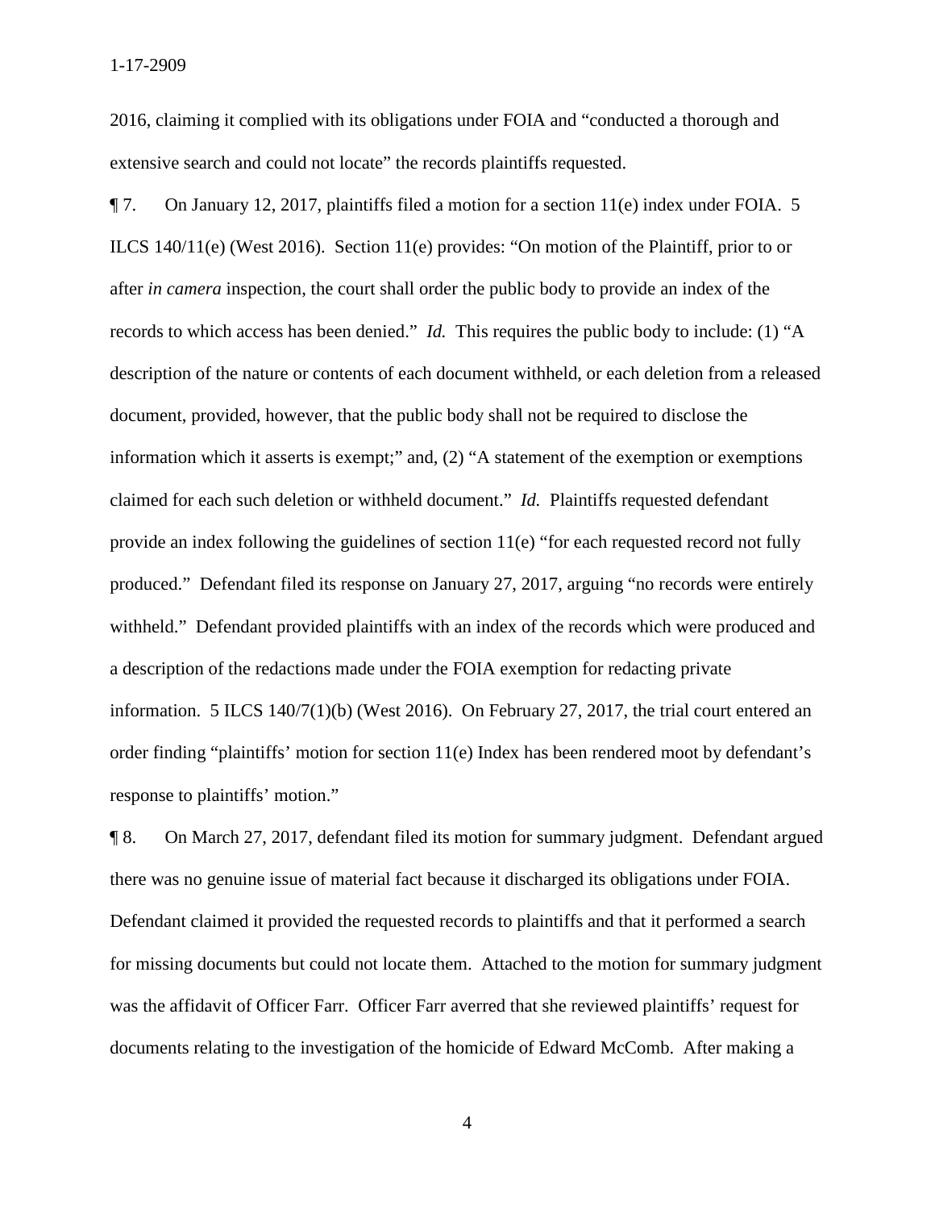2016, claiming it complied with its obligations under FOIA and "conducted a thorough and extensive search and could not locate" the records plaintiffs requested.

¶ 7. On January 12, 2017, plaintiffs filed a motion for a section 11(e) index under FOIA. 5 ILCS 140/11(e) (West 2016). Section 11(e) provides: "On motion of the Plaintiff, prior to or after *in camera* inspection, the court shall order the public body to provide an index of the records to which access has been denied." *Id.* This requires the public body to include: (1) "A description of the nature or contents of each document withheld, or each deletion from a released document, provided, however, that the public body shall not be required to disclose the information which it asserts is exempt;" and, (2) "A statement of the exemption or exemptions claimed for each such deletion or withheld document." *Id.* Plaintiffs requested defendant provide an index following the guidelines of section 11(e) "for each requested record not fully produced." Defendant filed its response on January 27, 2017, arguing "no records were entirely withheld." Defendant provided plaintiffs with an index of the records which were produced and a description of the redactions made under the FOIA exemption for redacting private information. 5 ILCS 140/7(1)(b) (West 2016). On February 27, 2017, the trial court entered an order finding "plaintiffs' motion for section 11(e) Index has been rendered moot by defendant's response to plaintiffs' motion."

¶ 8. On March 27, 2017, defendant filed its motion for summary judgment. Defendant argued there was no genuine issue of material fact because it discharged its obligations under FOIA. Defendant claimed it provided the requested records to plaintiffs and that it performed a search for missing documents but could not locate them. Attached to the motion for summary judgment was the affidavit of Officer Farr. Officer Farr averred that she reviewed plaintiffs' request for documents relating to the investigation of the homicide of Edward McComb. After making a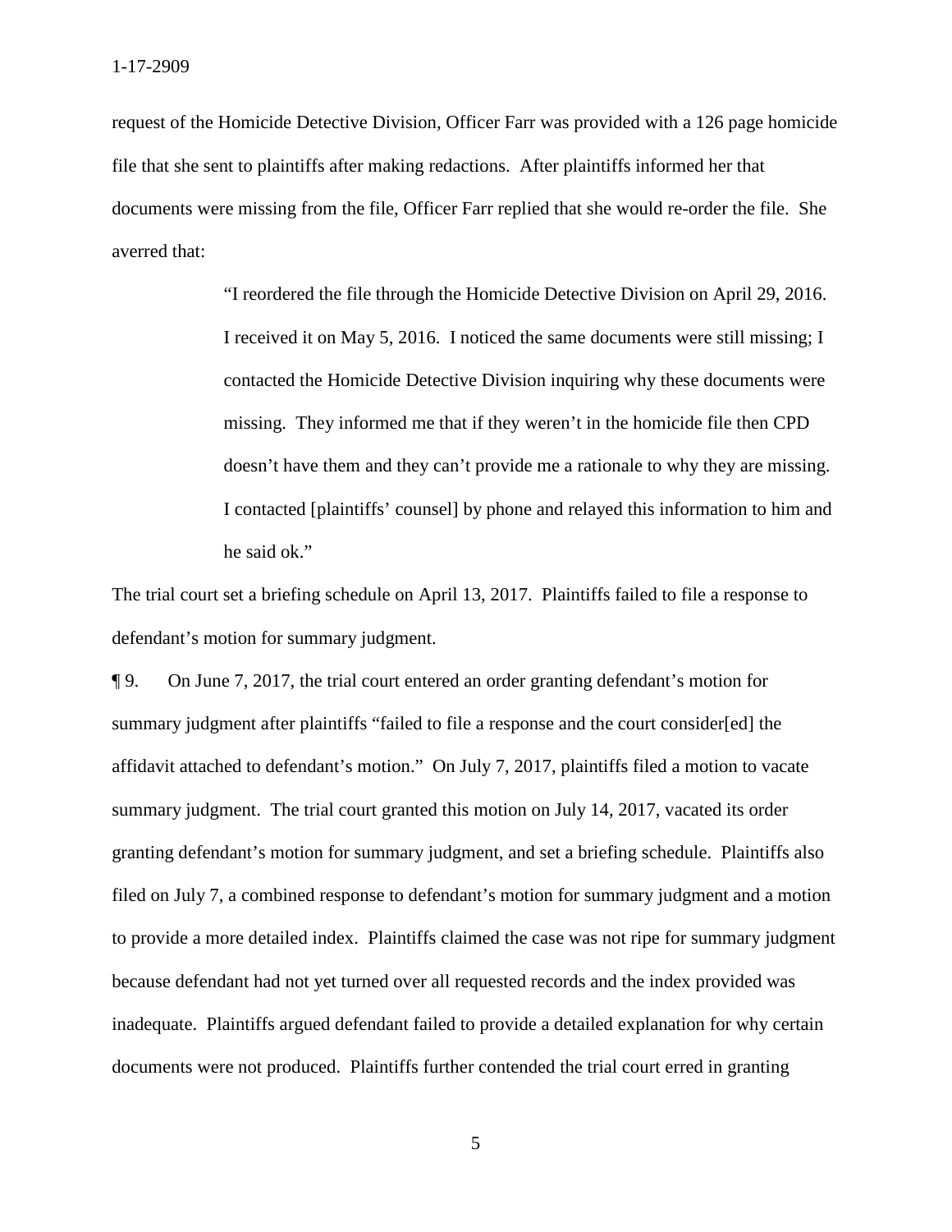request of the Homicide Detective Division, Officer Farr was provided with a 126 page homicide file that she sent to plaintiffs after making redactions. After plaintiffs informed her that documents were missing from the file, Officer Farr replied that she would re-order the file. She averred that:

> "I reordered the file through the Homicide Detective Division on April 29, 2016. I received it on May 5, 2016. I noticed the same documents were still missing; I contacted the Homicide Detective Division inquiring why these documents were missing. They informed me that if they weren't in the homicide file then CPD doesn't have them and they can't provide me a rationale to why they are missing. I contacted [plaintiffs' counsel] by phone and relayed this information to him and he said ok."

The trial court set a briefing schedule on April 13, 2017. Plaintiffs failed to file a response to defendant's motion for summary judgment.

¶ 9. On June 7, 2017, the trial court entered an order granting defendant's motion for summary judgment after plaintiffs "failed to file a response and the court consider[ed] the affidavit attached to defendant's motion." On July 7, 2017, plaintiffs filed a motion to vacate summary judgment. The trial court granted this motion on July 14, 2017, vacated its order granting defendant's motion for summary judgment, and set a briefing schedule. Plaintiffs also filed on July 7, a combined response to defendant's motion for summary judgment and a motion to provide a more detailed index. Plaintiffs claimed the case was not ripe for summary judgment because defendant had not yet turned over all requested records and the index provided was inadequate. Plaintiffs argued defendant failed to provide a detailed explanation for why certain documents were not produced. Plaintiffs further contended the trial court erred in granting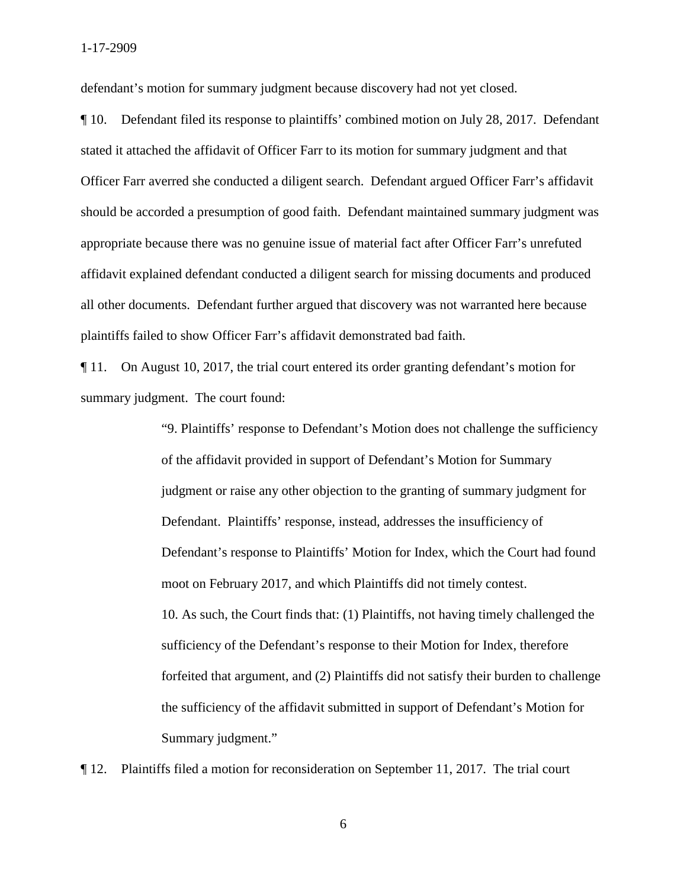defendant's motion for summary judgment because discovery had not yet closed.

¶ 10. Defendant filed its response to plaintiffs' combined motion on July 28, 2017. Defendant stated it attached the affidavit of Officer Farr to its motion for summary judgment and that Officer Farr averred she conducted a diligent search. Defendant argued Officer Farr's affidavit should be accorded a presumption of good faith. Defendant maintained summary judgment was appropriate because there was no genuine issue of material fact after Officer Farr's unrefuted affidavit explained defendant conducted a diligent search for missing documents and produced all other documents. Defendant further argued that discovery was not warranted here because plaintiffs failed to show Officer Farr's affidavit demonstrated bad faith.

¶ 11. On August 10, 2017, the trial court entered its order granting defendant's motion for summary judgment. The court found:

> "9. Plaintiffs' response to Defendant's Motion does not challenge the sufficiency of the affidavit provided in support of Defendant's Motion for Summary judgment or raise any other objection to the granting of summary judgment for Defendant. Plaintiffs' response, instead, addresses the insufficiency of Defendant's response to Plaintiffs' Motion for Index, which the Court had found moot on February 2017, and which Plaintiffs did not timely contest.
>
> 10. As such, the Court finds that: (1) Plaintiffs, not having timely challenged the sufficiency of the Defendant's response to their Motion for Index, therefore forfeited that argument, and (2) Plaintiffs did not satisfy their burden to challenge the sufficiency of the affidavit submitted in support of Defendant's Motion for Summary judgment."

¶ 12. Plaintiffs filed a motion for reconsideration on September 11, 2017. The trial court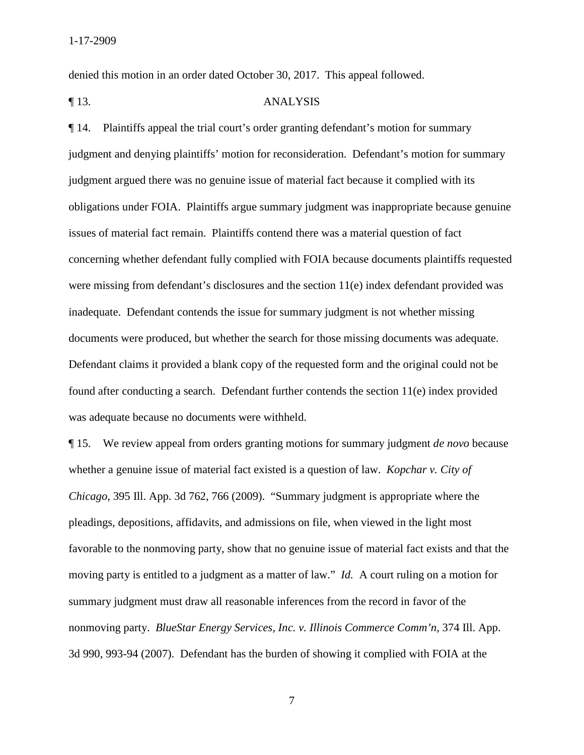denied this motion in an order dated October 30, 2017. This appeal followed.

¶ 13. ANALYSIS

¶ 14. Plaintiffs appeal the trial court's order granting defendant's motion for summary judgment and denying plaintiffs' motion for reconsideration. Defendant's motion for summary judgment argued there was no genuine issue of material fact because it complied with its obligations under FOIA. Plaintiffs argue summary judgment was inappropriate because genuine issues of material fact remain. Plaintiffs contend there was a material question of fact concerning whether defendant fully complied with FOIA because documents plaintiffs requested were missing from defendant's disclosures and the section 11(e) index defendant provided was inadequate. Defendant contends the issue for summary judgment is not whether missing documents were produced, but whether the search for those missing documents was adequate. Defendant claims it provided a blank copy of the requested form and the original could not be found after conducting a search. Defendant further contends the section 11(e) index provided was adequate because no documents were withheld.

¶ 15. We review appeal from orders granting motions for summary judgment *de novo* because whether a genuine issue of material fact existed is a question of law. *Kopchar v. City of Chicago*, 395 Ill. App. 3d 762, 766 (2009). "Summary judgment is appropriate where the pleadings, depositions, affidavits, and admissions on file, when viewed in the light most favorable to the nonmoving party, show that no genuine issue of material fact exists and that the moving party is entitled to a judgment as a matter of law." *Id.* A court ruling on a motion for summary judgment must draw all reasonable inferences from the record in favor of the nonmoving party. *BlueStar Energy Services, Inc. v. Illinois Commerce Comm'n*, 374 Ill. App. 3d 990, 993-94 (2007). Defendant has the burden of showing it complied with FOIA at the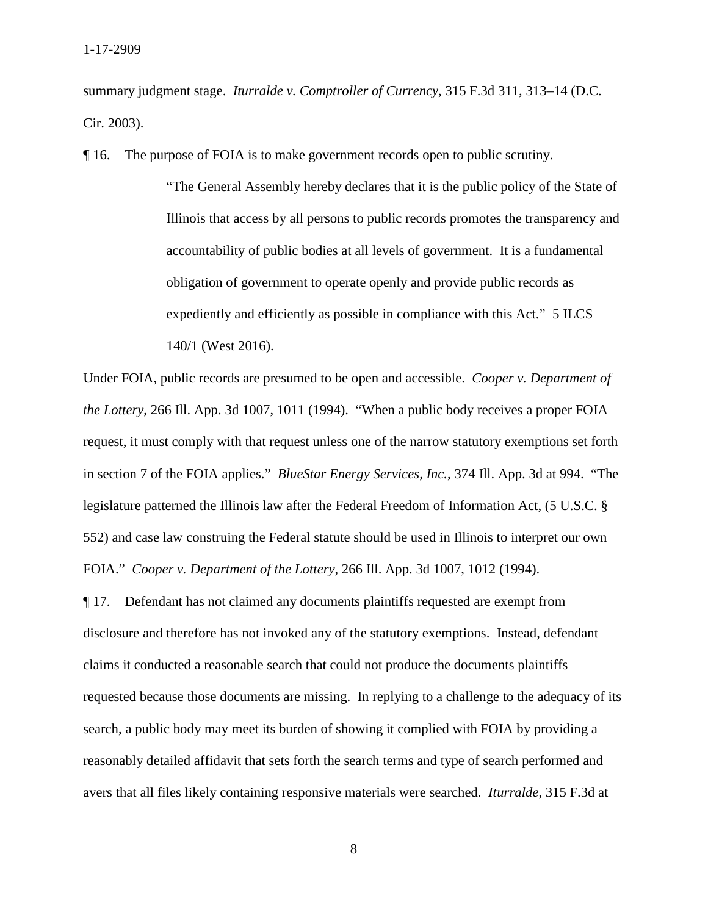summary judgment stage. *Iturralde v. Comptroller of Currency*, 315 F.3d 311, 313–14 (D.C. Cir. 2003).

¶ 16. The purpose of FOIA is to make government records open to public scrutiny.

> "The General Assembly hereby declares that it is the public policy of the State of Illinois that access by all persons to public records promotes the transparency and accountability of public bodies at all levels of government. It is a fundamental obligation of government to operate openly and provide public records as expediently and efficiently as possible in compliance with this Act." 5 ILCS 140/1 (West 2016).

Under FOIA, public records are presumed to be open and accessible. *Cooper v. Department of the Lottery*, 266 Ill. App. 3d 1007, 1011 (1994). "When a public body receives a proper FOIA request, it must comply with that request unless one of the narrow statutory exemptions set forth in section 7 of the FOIA applies." *BlueStar Energy Services, Inc.*, 374 Ill. App. 3d at 994. "The legislature patterned the Illinois law after the Federal Freedom of Information Act, (5 U.S.C. § 552) and case law construing the Federal statute should be used in Illinois to interpret our own FOIA." *Cooper v. Department of the Lottery*, 266 Ill. App. 3d 1007, 1012 (1994).

¶ 17. Defendant has not claimed any documents plaintiffs requested are exempt from disclosure and therefore has not invoked any of the statutory exemptions. Instead, defendant claims it conducted a reasonable search that could not produce the documents plaintiffs requested because those documents are missing. In replying to a challenge to the adequacy of its search, a public body may meet its burden of showing it complied with FOIA by providing a reasonably detailed affidavit that sets forth the search terms and type of search performed and avers that all files likely containing responsive materials were searched. *Iturralde*, 315 F.3d at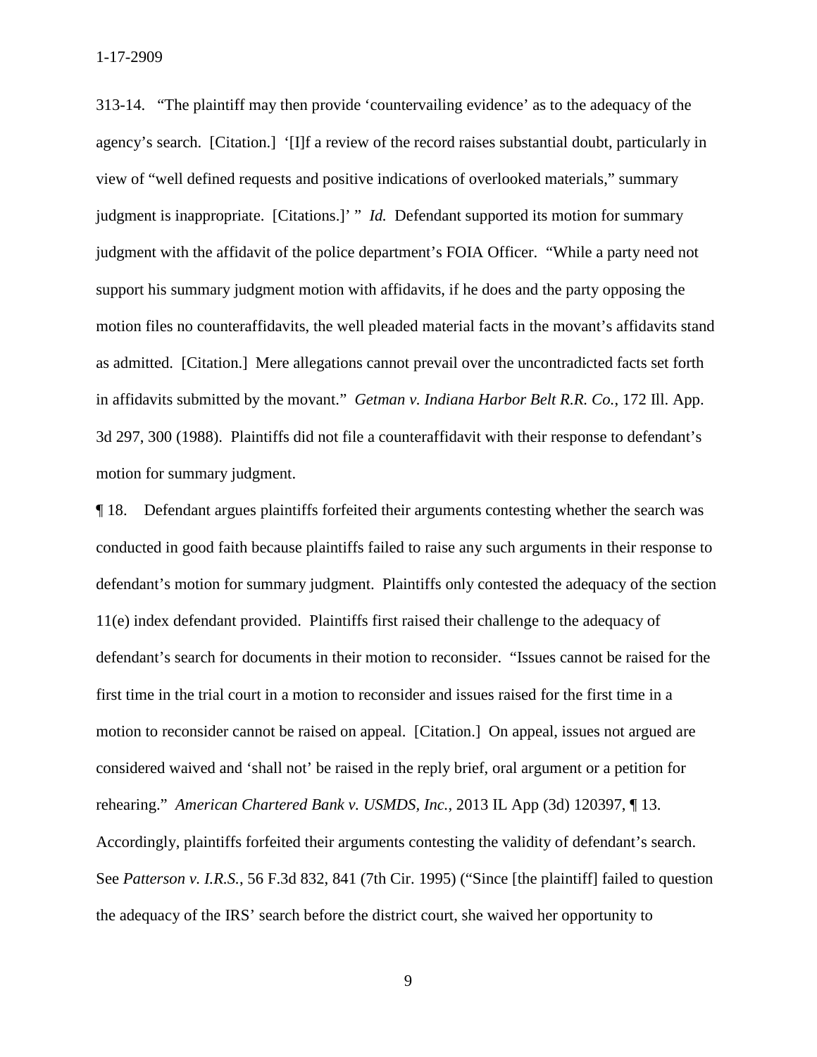313-14. "The plaintiff may then provide 'countervailing evidence' as to the adequacy of the agency's search. [Citation.] '[I]f a review of the record raises substantial doubt, particularly in view of "well defined requests and positive indications of overlooked materials," summary judgment is inappropriate. [Citations.]' " *Id.* Defendant supported its motion for summary judgment with the affidavit of the police department's FOIA Officer. "While a party need not support his summary judgment motion with affidavits, if he does and the party opposing the motion files no counteraffidavits, the well pleaded material facts in the movant's affidavits stand as admitted. [Citation.] Mere allegations cannot prevail over the uncontradicted facts set forth in affidavits submitted by the movant." *Getman v. Indiana Harbor Belt R.R. Co.*, 172 Ill. App. 3d 297, 300 (1988). Plaintiffs did not file a counteraffidavit with their response to defendant's motion for summary judgment.

¶ 18. Defendant argues plaintiffs forfeited their arguments contesting whether the search was conducted in good faith because plaintiffs failed to raise any such arguments in their response to defendant's motion for summary judgment. Plaintiffs only contested the adequacy of the section 11(e) index defendant provided. Plaintiffs first raised their challenge to the adequacy of defendant's search for documents in their motion to reconsider. "Issues cannot be raised for the first time in the trial court in a motion to reconsider and issues raised for the first time in a motion to reconsider cannot be raised on appeal. [Citation.] On appeal, issues not argued are considered waived and 'shall not' be raised in the reply brief, oral argument or a petition for rehearing." *American Chartered Bank v. USMDS, Inc.*, 2013 IL App (3d) 120397, ¶ 13. Accordingly, plaintiffs forfeited their arguments contesting the validity of defendant's search. See *Patterson v. I.R.S.*, 56 F.3d 832, 841 (7th Cir. 1995) ("Since [the plaintiff] failed to question the adequacy of the IRS' search before the district court, she waived her opportunity to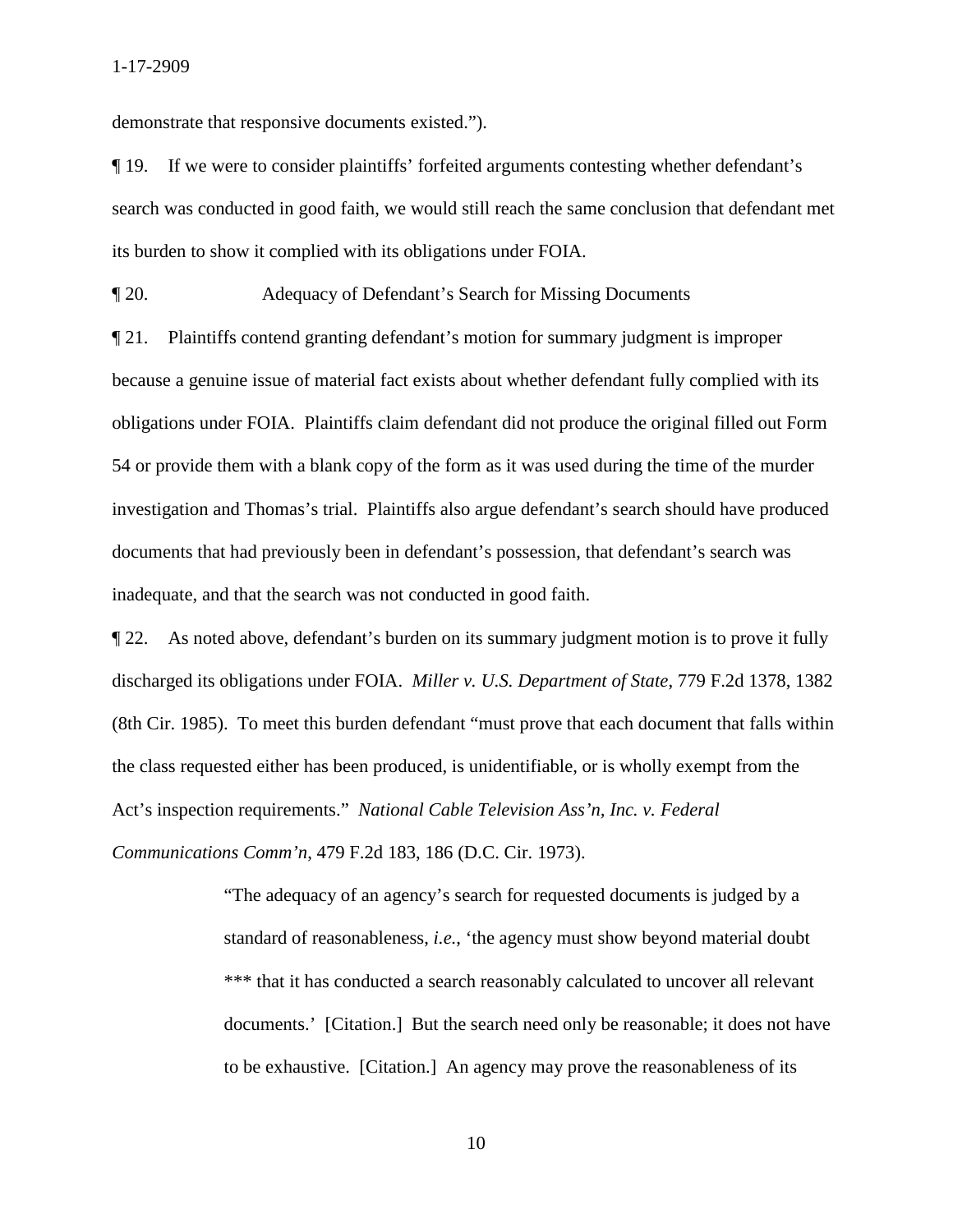demonstrate that responsive documents existed.").

¶ 19. If we were to consider plaintiffs' forfeited arguments contesting whether defendant's search was conducted in good faith, we would still reach the same conclusion that defendant met its burden to show it complied with its obligations under FOIA.

¶ 20. Adequacy of Defendant's Search for Missing Documents

¶ 21. Plaintiffs contend granting defendant's motion for summary judgment is improper because a genuine issue of material fact exists about whether defendant fully complied with its obligations under FOIA. Plaintiffs claim defendant did not produce the original filled out Form 54 or provide them with a blank copy of the form as it was used during the time of the murder investigation and Thomas's trial. Plaintiffs also argue defendant's search should have produced documents that had previously been in defendant's possession, that defendant's search was inadequate, and that the search was not conducted in good faith.

¶ 22. As noted above, defendant's burden on its summary judgment motion is to prove it fully discharged its obligations under FOIA. *Miller v. U.S. Department of State*, 779 F.2d 1378, 1382 (8th Cir. 1985). To meet this burden defendant "must prove that each document that falls within the class requested either has been produced, is unidentifiable, or is wholly exempt from the Act's inspection requirements." *National Cable Television Ass'n, Inc. v. Federal Communications Comm'n*, 479 F.2d 183, 186 (D.C. Cir. 1973).

> "The adequacy of an agency's search for requested documents is judged by a standard of reasonableness, *i.e.*, 'the agency must show beyond material doubt *** that it has conducted a search reasonably calculated to uncover all relevant documents.' [Citation.] But the search need only be reasonable; it does not have to be exhaustive. [Citation.] An agency may prove the reasonableness of its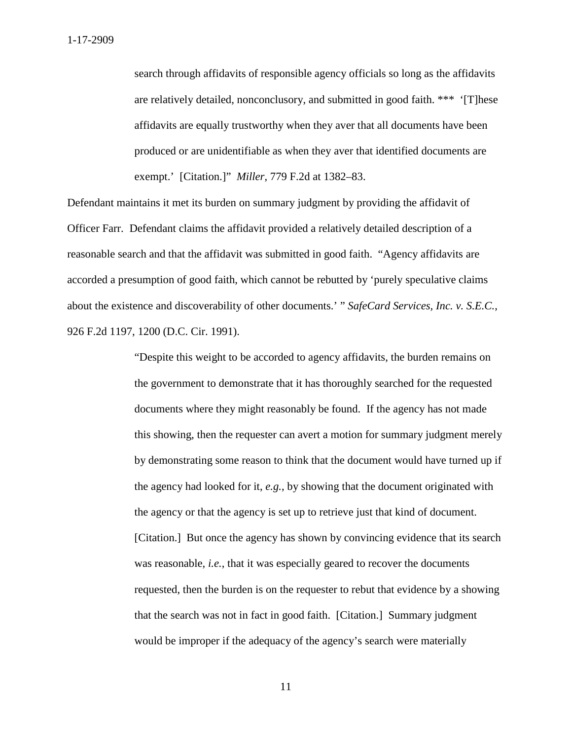> search through affidavits of responsible agency officials so long as the affidavits are relatively detailed, nonconclusory, and submitted in good faith. *** '[T]hese affidavits are equally trustworthy when they aver that all documents have been produced or are unidentifiable as when they aver that identified documents are exempt.' [Citation.]" *Miller*, 779 F.2d at 1382–83.

Defendant maintains it met its burden on summary judgment by providing the affidavit of Officer Farr. Defendant claims the affidavit provided a relatively detailed description of a reasonable search and that the affidavit was submitted in good faith. "Agency affidavits are accorded a presumption of good faith, which cannot be rebutted by 'purely speculative claims about the existence and discoverability of other documents.' " *SafeCard Services, Inc. v. S.E.C.*, 926 F.2d 1197, 1200 (D.C. Cir. 1991).

> "Despite this weight to be accorded to agency affidavits, the burden remains on the government to demonstrate that it has thoroughly searched for the requested documents where they might reasonably be found. If the agency has not made this showing, then the requester can avert a motion for summary judgment merely by demonstrating some reason to think that the document would have turned up if the agency had looked for it, *e.g.*, by showing that the document originated with the agency or that the agency is set up to retrieve just that kind of document. [Citation.] But once the agency has shown by convincing evidence that its search was reasonable, *i.e.*, that it was especially geared to recover the documents requested, then the burden is on the requester to rebut that evidence by a showing that the search was not in fact in good faith. [Citation.] Summary judgment would be improper if the adequacy of the agency's search were materially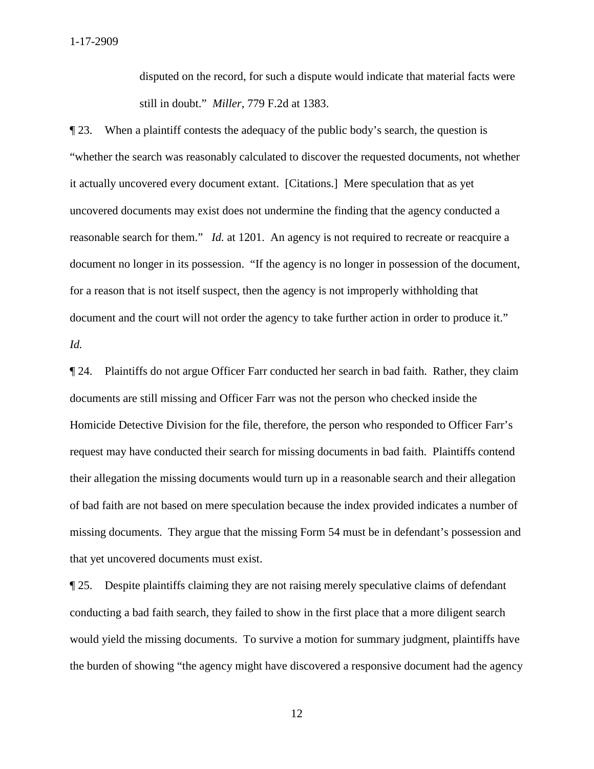disputed on the record, for such a dispute would indicate that material facts were still in doubt." *Miller*, 779 F.2d at 1383.

¶ 23. When a plaintiff contests the adequacy of the public body's search, the question is "whether the search was reasonably calculated to discover the requested documents, not whether it actually uncovered every document extant. [Citations.] Mere speculation that as yet uncovered documents may exist does not undermine the finding that the agency conducted a reasonable search for them." *Id.* at 1201. An agency is not required to recreate or reacquire a document no longer in its possession. "If the agency is no longer in possession of the document, for a reason that is not itself suspect, then the agency is not improperly withholding that document and the court will not order the agency to take further action in order to produce it." *Id.*

¶ 24. Plaintiffs do not argue Officer Farr conducted her search in bad faith. Rather, they claim documents are still missing and Officer Farr was not the person who checked inside the Homicide Detective Division for the file, therefore, the person who responded to Officer Farr's request may have conducted their search for missing documents in bad faith. Plaintiffs contend their allegation the missing documents would turn up in a reasonable search and their allegation of bad faith are not based on mere speculation because the index provided indicates a number of missing documents. They argue that the missing Form 54 must be in defendant's possession and that yet uncovered documents must exist.

¶ 25. Despite plaintiffs claiming they are not raising merely speculative claims of defendant conducting a bad faith search, they failed to show in the first place that a more diligent search would yield the missing documents. To survive a motion for summary judgment, plaintiffs have the burden of showing "the agency might have discovered a responsive document had the agency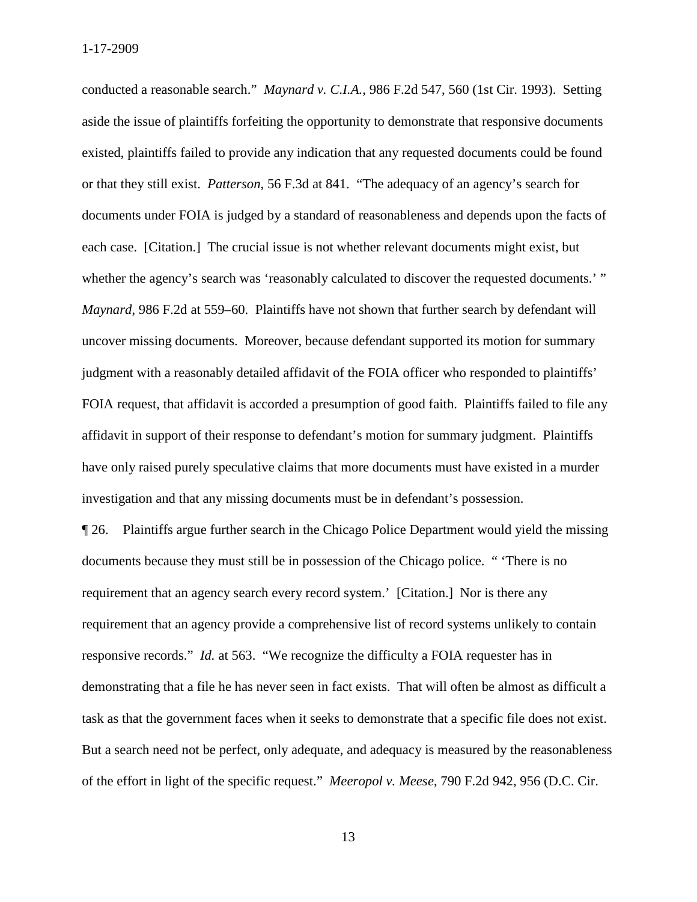conducted a reasonable search." *Maynard v. C.I.A.*, 986 F.2d 547, 560 (1st Cir. 1993). Setting aside the issue of plaintiffs forfeiting the opportunity to demonstrate that responsive documents existed, plaintiffs failed to provide any indication that any requested documents could be found or that they still exist. *Patterson*, 56 F.3d at 841. "The adequacy of an agency's search for documents under FOIA is judged by a standard of reasonableness and depends upon the facts of each case. [Citation.] The crucial issue is not whether relevant documents might exist, but whether the agency's search was 'reasonably calculated to discover the requested documents.' " *Maynard*, 986 F.2d at 559–60. Plaintiffs have not shown that further search by defendant will uncover missing documents. Moreover, because defendant supported its motion for summary judgment with a reasonably detailed affidavit of the FOIA officer who responded to plaintiffs' FOIA request, that affidavit is accorded a presumption of good faith. Plaintiffs failed to file any affidavit in support of their response to defendant's motion for summary judgment. Plaintiffs have only raised purely speculative claims that more documents must have existed in a murder investigation and that any missing documents must be in defendant's possession.

¶ 26. Plaintiffs argue further search in the Chicago Police Department would yield the missing documents because they must still be in possession of the Chicago police. " 'There is no requirement that an agency search every record system.' [Citation.] Nor is there any requirement that an agency provide a comprehensive list of record systems unlikely to contain responsive records." *Id.* at 563. "We recognize the difficulty a FOIA requester has in demonstrating that a file he has never seen in fact exists. That will often be almost as difficult a task as that the government faces when it seeks to demonstrate that a specific file does not exist. But a search need not be perfect, only adequate, and adequacy is measured by the reasonableness of the effort in light of the specific request." *Meeropol v. Meese*, 790 F.2d 942, 956 (D.C. Cir.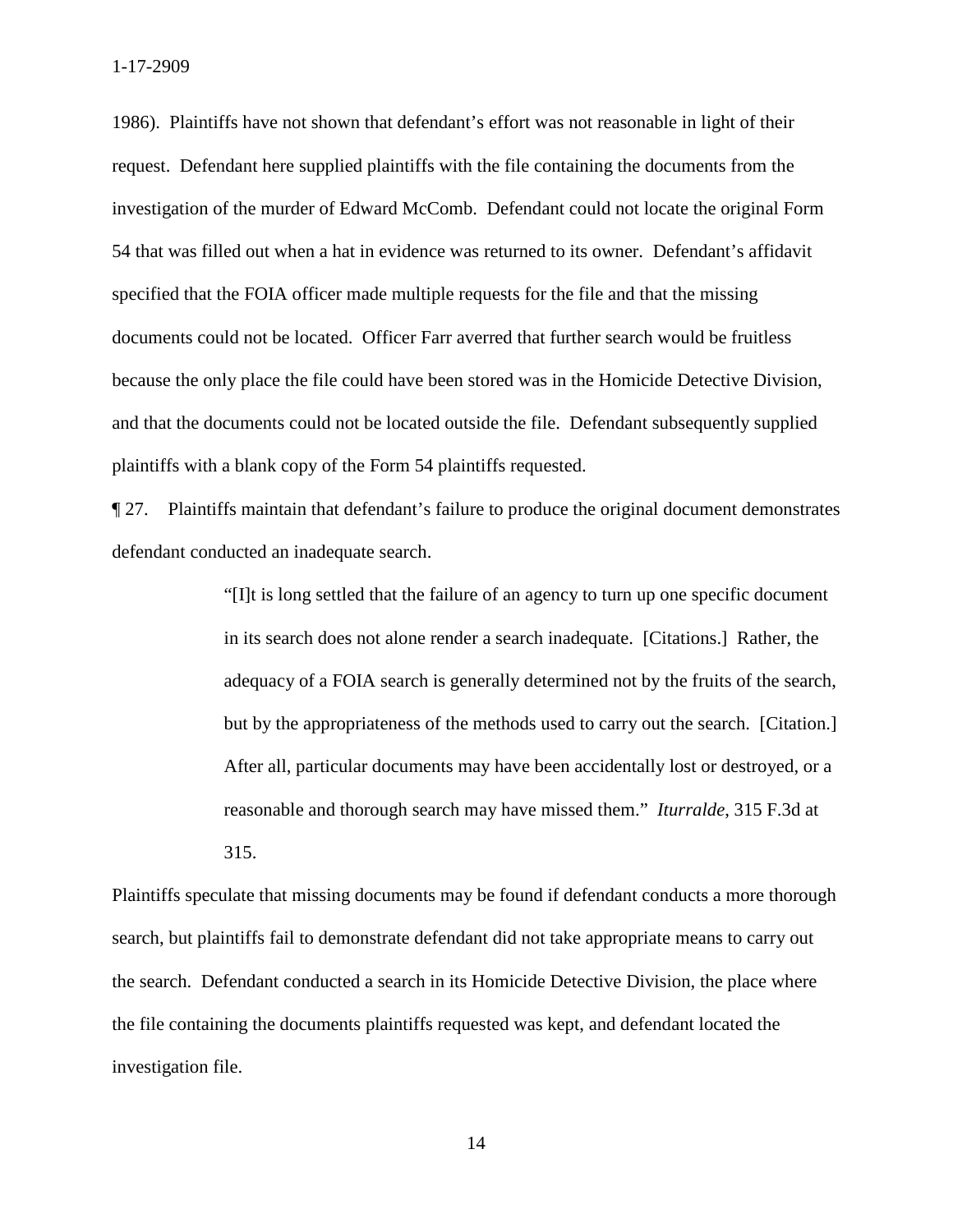1986). Plaintiffs have not shown that defendant's effort was not reasonable in light of their request. Defendant here supplied plaintiffs with the file containing the documents from the investigation of the murder of Edward McComb. Defendant could not locate the original Form 54 that was filled out when a hat in evidence was returned to its owner. Defendant's affidavit specified that the FOIA officer made multiple requests for the file and that the missing documents could not be located. Officer Farr averred that further search would be fruitless because the only place the file could have been stored was in the Homicide Detective Division, and that the documents could not be located outside the file. Defendant subsequently supplied plaintiffs with a blank copy of the Form 54 plaintiffs requested.

¶ 27. Plaintiffs maintain that defendant's failure to produce the original document demonstrates defendant conducted an inadequate search.

> "[I]t is long settled that the failure of an agency to turn up one specific document in its search does not alone render a search inadequate. [Citations.] Rather, the adequacy of a FOIA search is generally determined not by the fruits of the search, but by the appropriateness of the methods used to carry out the search. [Citation.] After all, particular documents may have been accidentally lost or destroyed, or a reasonable and thorough search may have missed them." *Iturralde*, 315 F.3d at 315.

Plaintiffs speculate that missing documents may be found if defendant conducts a more thorough search, but plaintiffs fail to demonstrate defendant did not take appropriate means to carry out the search. Defendant conducted a search in its Homicide Detective Division, the place where the file containing the documents plaintiffs requested was kept, and defendant located the investigation file.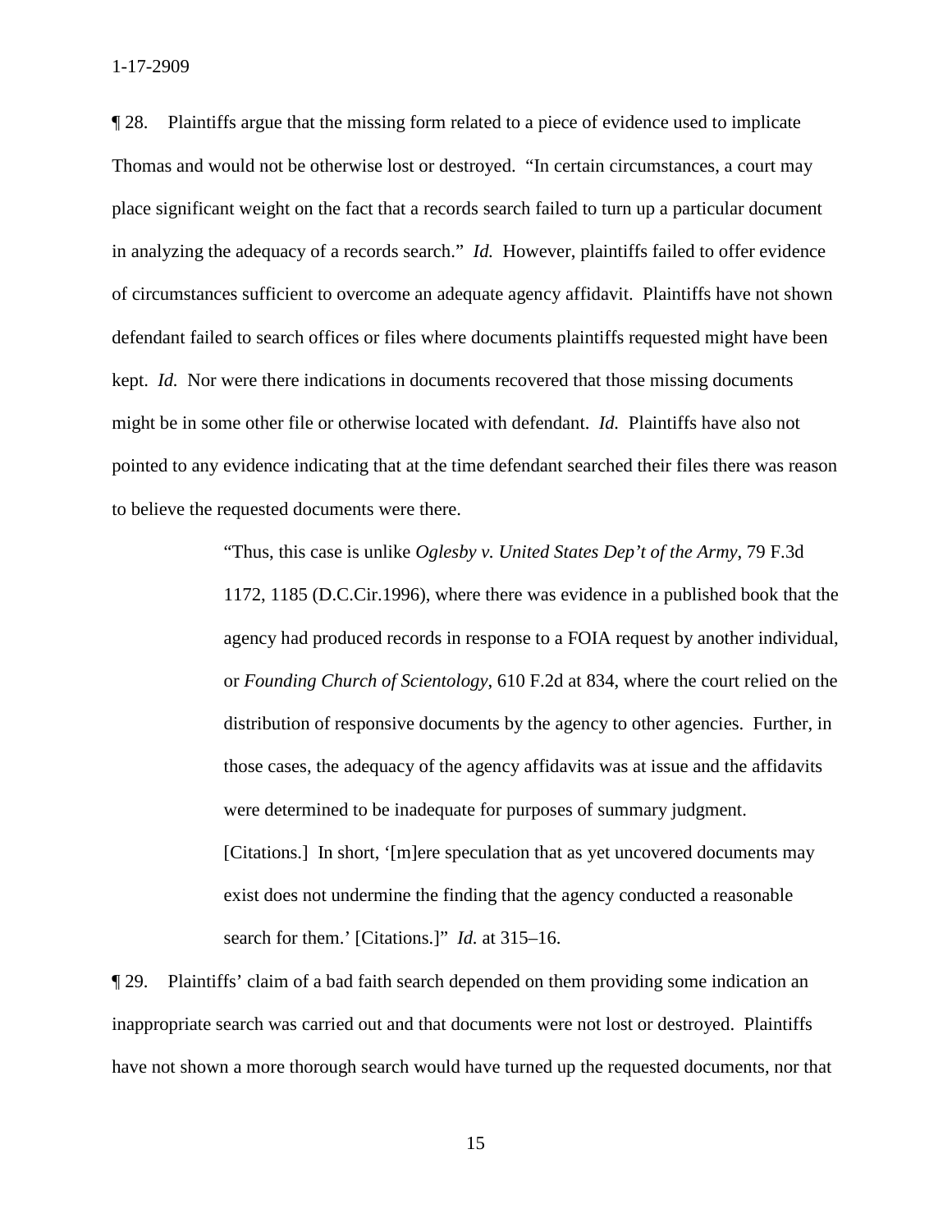¶ 28. Plaintiffs argue that the missing form related to a piece of evidence used to implicate Thomas and would not be otherwise lost or destroyed. "In certain circumstances, a court may place significant weight on the fact that a records search failed to turn up a particular document in analyzing the adequacy of a records search." *Id.* However, plaintiffs failed to offer evidence of circumstances sufficient to overcome an adequate agency affidavit. Plaintiffs have not shown defendant failed to search offices or files where documents plaintiffs requested might have been kept. *Id.* Nor were there indications in documents recovered that those missing documents might be in some other file or otherwise located with defendant. *Id.* Plaintiffs have also not pointed to any evidence indicating that at the time defendant searched their files there was reason to believe the requested documents were there.

> "Thus, this case is unlike *Oglesby v. United States Dep't of the Army*, 79 F.3d 1172, 1185 (D.C.Cir.1996), where there was evidence in a published book that the agency had produced records in response to a FOIA request by another individual, or *Founding Church of Scientology*, 610 F.2d at 834, where the court relied on the distribution of responsive documents by the agency to other agencies. Further, in those cases, the adequacy of the agency affidavits was at issue and the affidavits were determined to be inadequate for purposes of summary judgment. [Citations.] In short, '[m]ere speculation that as yet uncovered documents may exist does not undermine the finding that the agency conducted a reasonable search for them.' [Citations.]" *Id.* at 315–16.

¶ 29. Plaintiffs' claim of a bad faith search depended on them providing some indication an inappropriate search was carried out and that documents were not lost or destroyed. Plaintiffs have not shown a more thorough search would have turned up the requested documents, nor that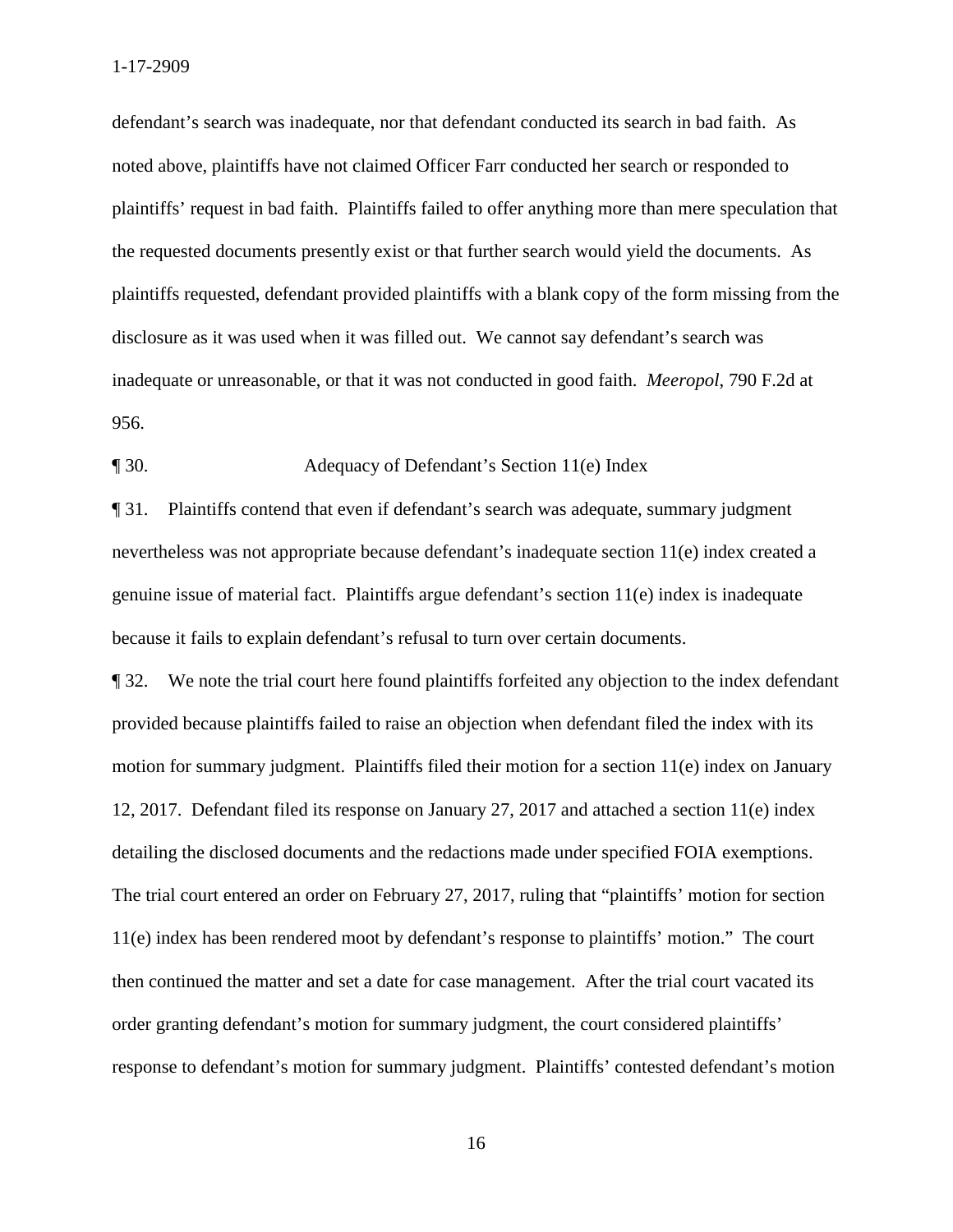defendant's search was inadequate, nor that defendant conducted its search in bad faith. As noted above, plaintiffs have not claimed Officer Farr conducted her search or responded to plaintiffs' request in bad faith. Plaintiffs failed to offer anything more than mere speculation that the requested documents presently exist or that further search would yield the documents. As plaintiffs requested, defendant provided plaintiffs with a blank copy of the form missing from the disclosure as it was used when it was filled out. We cannot say defendant's search was inadequate or unreasonable, or that it was not conducted in good faith. *Meeropol*, 790 F.2d at 956.

¶ 30. Adequacy of Defendant's Section 11(e) Index

¶ 31. Plaintiffs contend that even if defendant's search was adequate, summary judgment nevertheless was not appropriate because defendant's inadequate section 11(e) index created a genuine issue of material fact. Plaintiffs argue defendant's section 11(e) index is inadequate because it fails to explain defendant's refusal to turn over certain documents.

¶ 32. We note the trial court here found plaintiffs forfeited any objection to the index defendant provided because plaintiffs failed to raise an objection when defendant filed the index with its motion for summary judgment. Plaintiffs filed their motion for a section 11(e) index on January 12, 2017. Defendant filed its response on January 27, 2017 and attached a section 11(e) index detailing the disclosed documents and the redactions made under specified FOIA exemptions. The trial court entered an order on February 27, 2017, ruling that "plaintiffs' motion for section 11(e) index has been rendered moot by defendant's response to plaintiffs' motion." The court then continued the matter and set a date for case management. After the trial court vacated its order granting defendant's motion for summary judgment, the court considered plaintiffs' response to defendant's motion for summary judgment. Plaintiffs' contested defendant's motion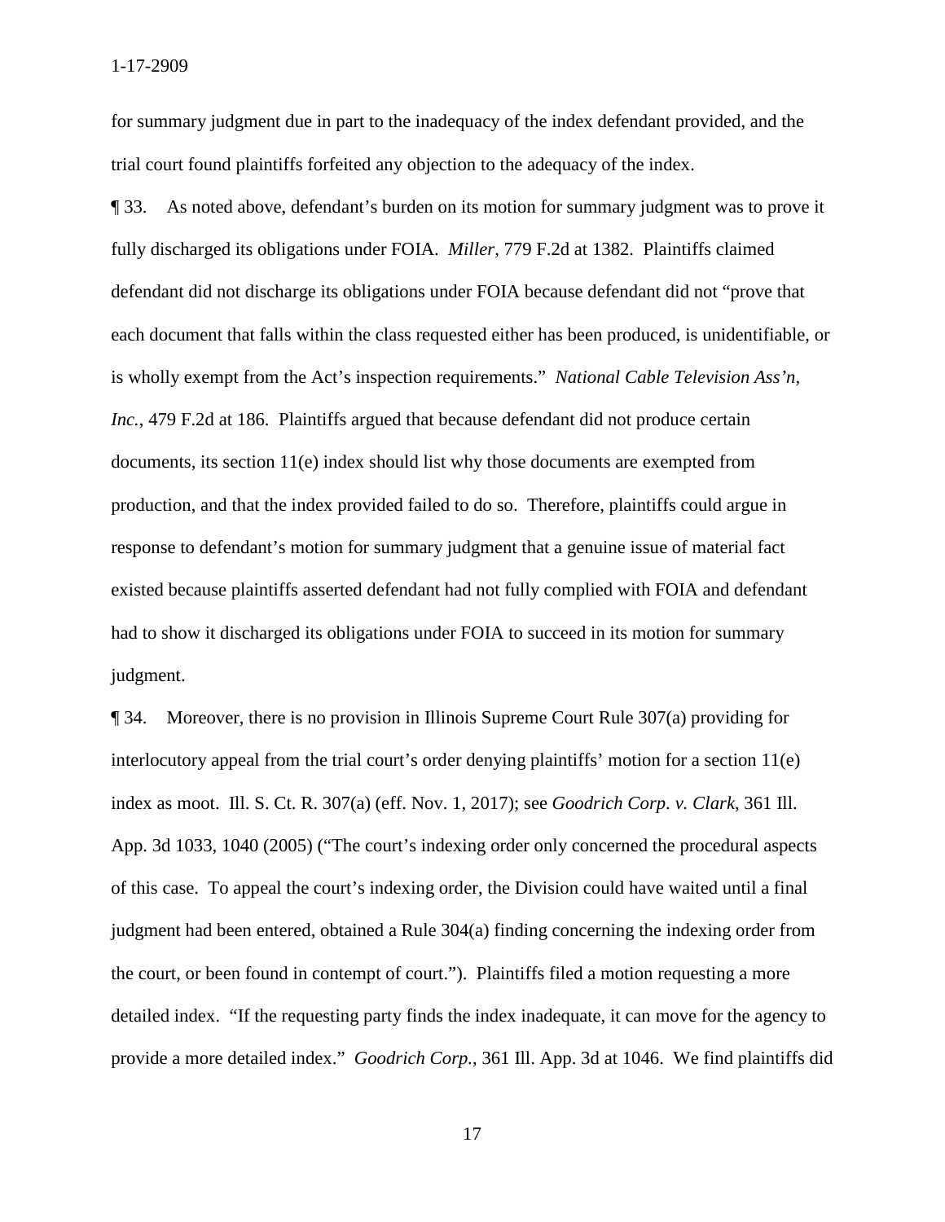for summary judgment due in part to the inadequacy of the index defendant provided, and the trial court found plaintiffs forfeited any objection to the adequacy of the index.

¶ 33. As noted above, defendant's burden on its motion for summary judgment was to prove it fully discharged its obligations under FOIA. *Miller*, 779 F.2d at 1382. Plaintiffs claimed defendant did not discharge its obligations under FOIA because defendant did not "prove that each document that falls within the class requested either has been produced, is unidentifiable, or is wholly exempt from the Act's inspection requirements." *National Cable Television Ass'n, Inc.*, 479 F.2d at 186. Plaintiffs argued that because defendant did not produce certain documents, its section 11(e) index should list why those documents are exempted from production, and that the index provided failed to do so. Therefore, plaintiffs could argue in response to defendant's motion for summary judgment that a genuine issue of material fact existed because plaintiffs asserted defendant had not fully complied with FOIA and defendant had to show it discharged its obligations under FOIA to succeed in its motion for summary judgment.

¶ 34. Moreover, there is no provision in Illinois Supreme Court Rule 307(a) providing for interlocutory appeal from the trial court's order denying plaintiffs' motion for a section 11(e) index as moot. Ill. S. Ct. R. 307(a) (eff. Nov. 1, 2017); see *Goodrich Corp. v. Clark*, 361 Ill. App. 3d 1033, 1040 (2005) ("The court's indexing order only concerned the procedural aspects of this case. To appeal the court's indexing order, the Division could have waited until a final judgment had been entered, obtained a Rule 304(a) finding concerning the indexing order from the court, or been found in contempt of court."). Plaintiffs filed a motion requesting a more detailed index. "If the requesting party finds the index inadequate, it can move for the agency to provide a more detailed index." *Goodrich Corp.*, 361 Ill. App. 3d at 1046. We find plaintiffs did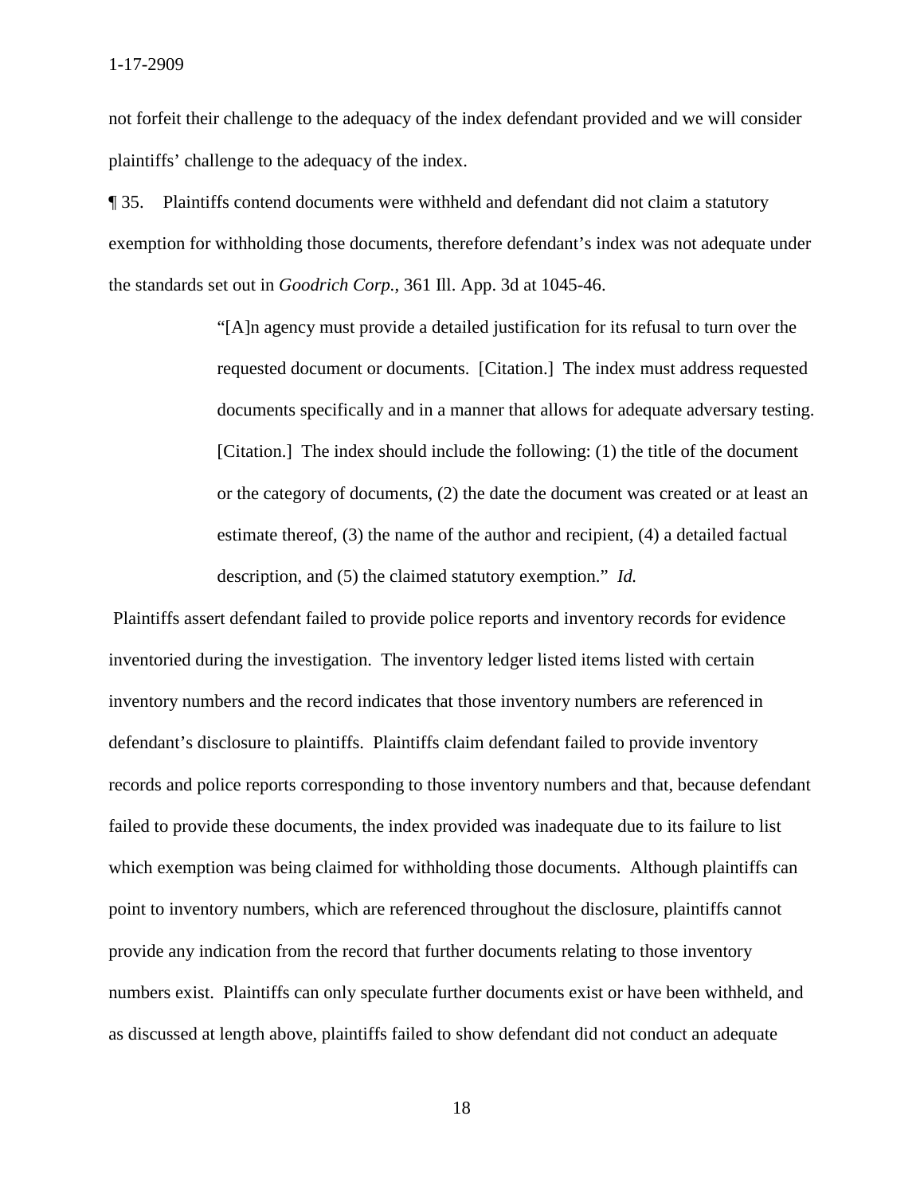not forfeit their challenge to the adequacy of the index defendant provided and we will consider plaintiffs' challenge to the adequacy of the index.

¶ 35. Plaintiffs contend documents were withheld and defendant did not claim a statutory exemption for withholding those documents, therefore defendant's index was not adequate under the standards set out in *Goodrich Corp.*, 361 Ill. App. 3d at 1045-46.

> "[A]n agency must provide a detailed justification for its refusal to turn over the requested document or documents. [Citation.] The index must address requested documents specifically and in a manner that allows for adequate adversary testing. [Citation.] The index should include the following: (1) the title of the document or the category of documents, (2) the date the document was created or at least an estimate thereof, (3) the name of the author and recipient, (4) a detailed factual description, and (5) the claimed statutory exemption." *Id.*

Plaintiffs assert defendant failed to provide police reports and inventory records for evidence inventoried during the investigation. The inventory ledger listed items listed with certain inventory numbers and the record indicates that those inventory numbers are referenced in defendant's disclosure to plaintiffs. Plaintiffs claim defendant failed to provide inventory records and police reports corresponding to those inventory numbers and that, because defendant failed to provide these documents, the index provided was inadequate due to its failure to list which exemption was being claimed for withholding those documents. Although plaintiffs can point to inventory numbers, which are referenced throughout the disclosure, plaintiffs cannot provide any indication from the record that further documents relating to those inventory numbers exist. Plaintiffs can only speculate further documents exist or have been withheld, and as discussed at length above, plaintiffs failed to show defendant did not conduct an adequate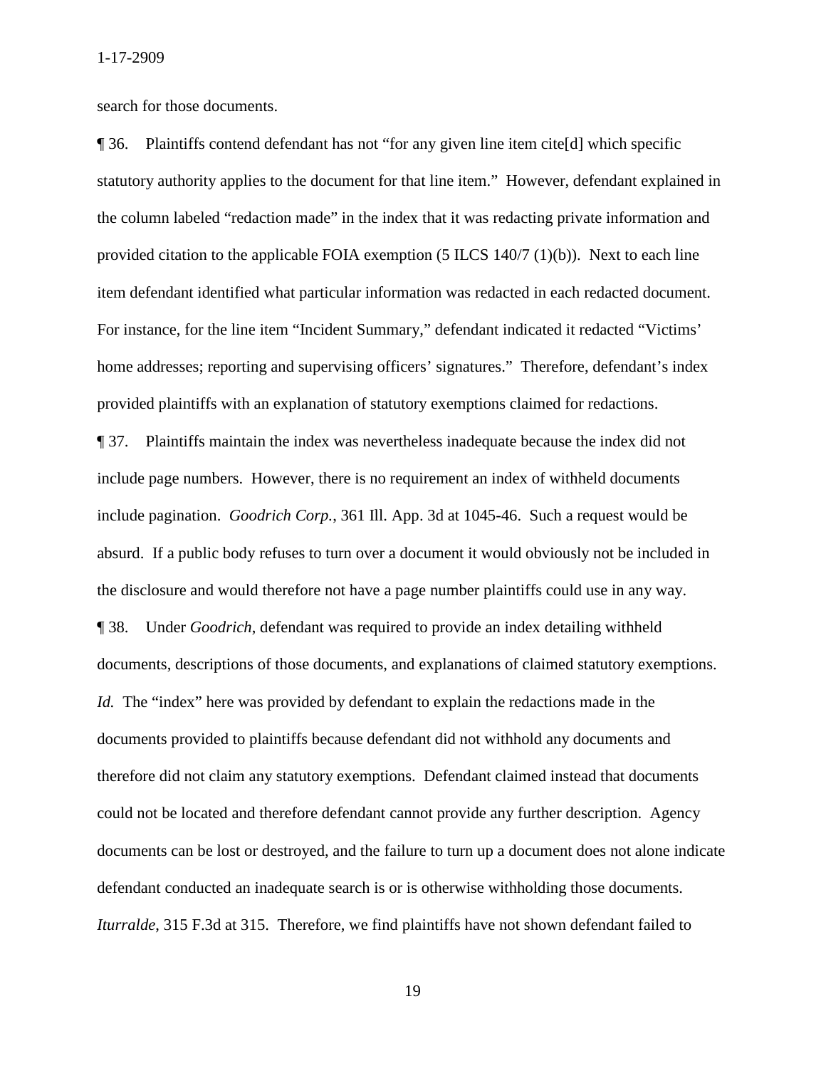search for those documents.

¶ 36. Plaintiffs contend defendant has not "for any given line item cite[d] which specific statutory authority applies to the document for that line item." However, defendant explained in the column labeled "redaction made" in the index that it was redacting private information and provided citation to the applicable FOIA exemption (5 ILCS 140/7 (1)(b)). Next to each line item defendant identified what particular information was redacted in each redacted document. For instance, for the line item "Incident Summary," defendant indicated it redacted "Victims' home addresses; reporting and supervising officers' signatures." Therefore, defendant's index provided plaintiffs with an explanation of statutory exemptions claimed for redactions.

¶ 37. Plaintiffs maintain the index was nevertheless inadequate because the index did not include page numbers. However, there is no requirement an index of withheld documents include pagination. *Goodrich Corp.*, 361 Ill. App. 3d at 1045-46. Such a request would be absurd. If a public body refuses to turn over a document it would obviously not be included in the disclosure and would therefore not have a page number plaintiffs could use in any way.

¶ 38. Under *Goodrich*, defendant was required to provide an index detailing withheld documents, descriptions of those documents, and explanations of claimed statutory exemptions. *Id.* The "index" here was provided by defendant to explain the redactions made in the documents provided to plaintiffs because defendant did not withhold any documents and therefore did not claim any statutory exemptions. Defendant claimed instead that documents could not be located and therefore defendant cannot provide any further description. Agency documents can be lost or destroyed, and the failure to turn up a document does not alone indicate defendant conducted an inadequate search is or is otherwise withholding those documents. *Iturralde*, 315 F.3d at 315. Therefore, we find plaintiffs have not shown defendant failed to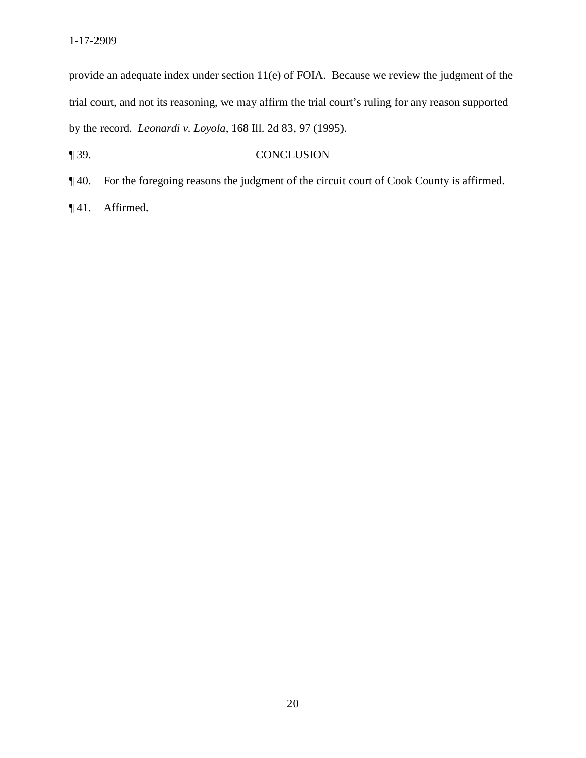provide an adequate index under section 11(e) of FOIA. Because we review the judgment of the trial court, and not its reasoning, we may affirm the trial court's ruling for any reason supported by the record. *Leonardi v. Loyola*, 168 Ill. 2d 83, 97 (1995).

¶ 39. CONCLUSION

¶ 40. For the foregoing reasons the judgment of the circuit court of Cook County is affirmed.

¶ 41. Affirmed.